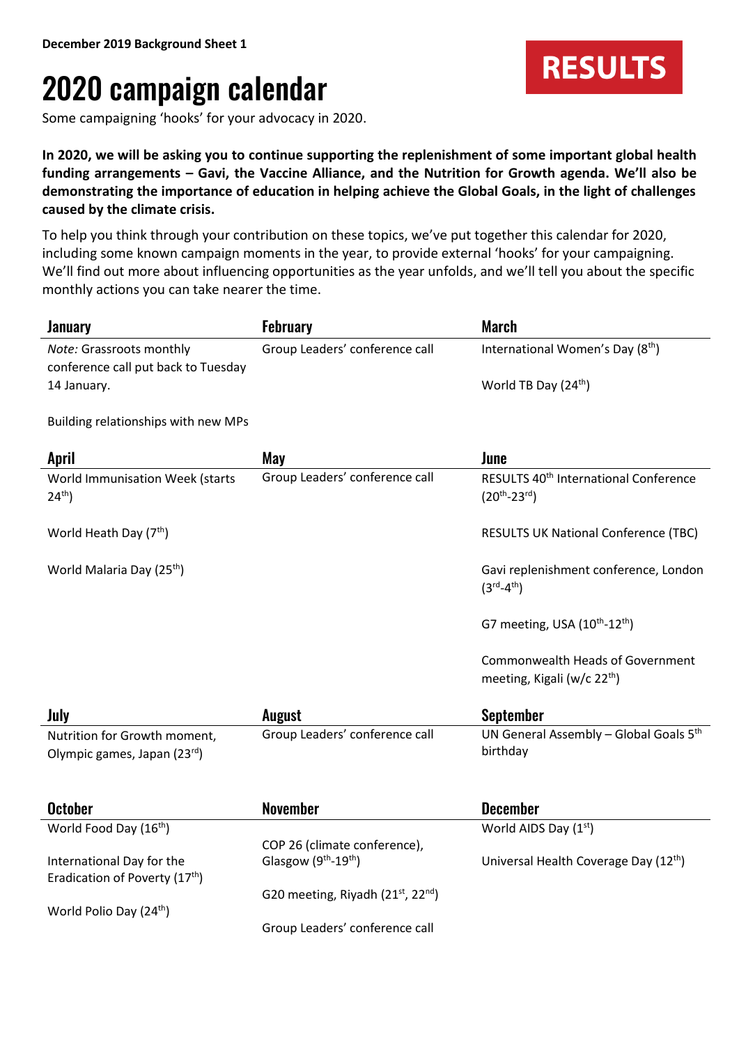**December 2019 Background Sheet 1**

RESULTS

# 2020 campaign calendar

Some campaigning 'hooks' for your advocacy in 2020.

**In 2020, we will be asking you to continue supporting the replenishment of some important global health funding arrangements – Gavi, the Vaccine Alliance, and the Nutrition for Growth agenda. We'll also be demonstrating the importance of education in helping achieve the Global Goals, in the light of challenges caused by the climate crisis.**

To help you think through your contribution on these topics, we've put together this calendar for 2020, including some known campaign moments in the year, to provide external 'hooks' for your campaigning. We'll find out more about influencing opportunities as the year unfolds, and we'll tell you about the specific monthly actions you can take nearer the time.

## January

*Note:* Grassroots monthly conference call put back to Tuesday 14 January.

Building relationships with new MPs

## February

Group Leaders' conference call

## March

International Women's Day (8th)

World TB Day (24th)

## April

World Immunisation Week (starts 24th)

World Heath Day (7th)

World Malaria Day (25th)

## May

Group Leaders' conference call

## June

RESULTS 40th International Conference (20th-23rd)

RESULTS UK National Conference (TBC)

Gavi replenishment conference, London (3rd-4th)

G7 meeting, USA (10th-12th)

Commonwealth Heads of Government meeting, Kigali (w/c 22nd)

## July

Nutrition for Growth moment, Olympic games, Japan (23rd)

## August

Group Leaders' conference call

## September

UN General Assembly – Global Goals 5th birthday

## October

World Food Day (16th)

International Day for the Eradication of Poverty (17th)

World Polio Day (24th)

## November

COP 26 (climate conference), Glasgow (9th-19th)

G20 meeting, Riyadh (21st, 22nd)

Group Leaders' conference call

## December

World AIDS Day (1st)

Universal Health Coverage Day (12th)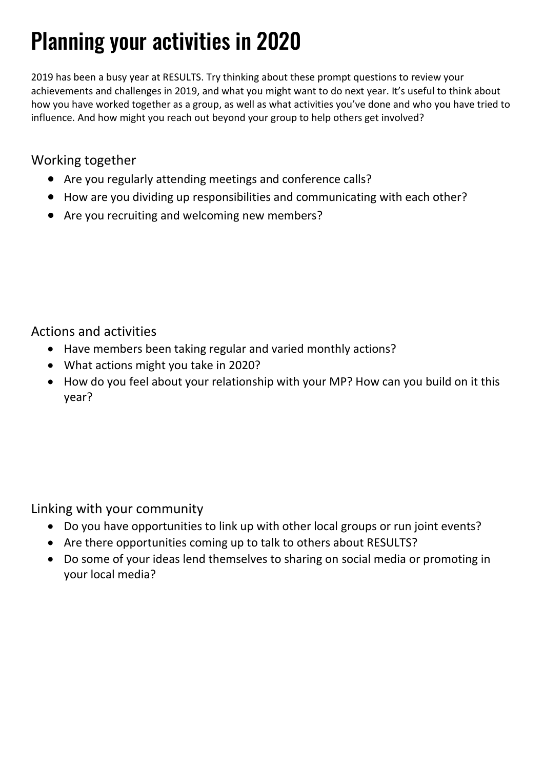# Planning your activities in 2020

2019 has been a busy year at RESULTS. Try thinking about these prompt questions to review your achievements and challenges in 2019, and what you might want to do next year. It's useful to think about how you have worked together as a group, as well as what activities you've done and who you have tried to influence. And how might you reach out beyond your group to help others get involved?

## Working together

- Are you regularly attending meetings and conference calls?
- How are you dividing up responsibilities and communicating with each other?
- Are you recruiting and welcoming new members?

## Actions and activities

- Have members been taking regular and varied monthly actions?
- What actions might you take in 2020?
- How do you feel about your relationship with your MP? How can you build on it this year?

## Linking with your community

- Do you have opportunities to link up with other local groups or run joint events?
- Are there opportunities coming up to talk to others about RESULTS?
- Do some of your ideas lend themselves to sharing on social media or promoting in your local media?